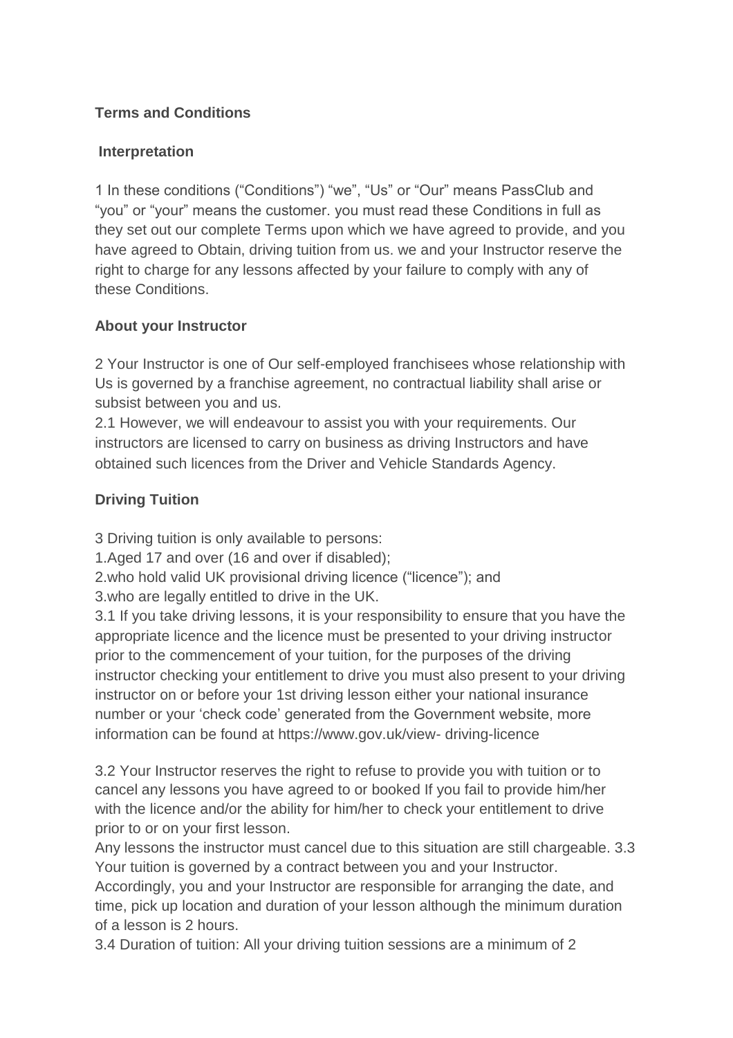**Terms and Conditions**

**Interpretation**

1 In these conditions ("Conditions") "we", "Us" or "Our" means PassClub and "you" or "your" means the customer. you must read these Conditions in full as they set out our complete Terms upon which we have agreed to provide, and you have agreed to Obtain, driving tuition from us. we and your Instructor reserve the right to charge for any lessons affected by your failure to comply with any of these Conditions.

**About your Instructor**

2 Your Instructor is one of Our self-employed franchisees whose relationship with Us is governed by a franchise agreement, no contractual liability shall arise or subsist between you and us.
2.1 However, we will endeavour to assist you with your requirements. Our instructors are licensed to carry on business as driving Instructors and have obtained such licences from the Driver and Vehicle Standards Agency.

**Driving Tuition**

3 Driving tuition is only available to persons:
1.Aged 17 and over (16 and over if disabled);
2.who hold valid UK provisional driving licence ("licence"); and
3.who are legally entitled to drive in the UK.
3.1 If you take driving lessons, it is your responsibility to ensure that you have the appropriate licence and the licence must be presented to your driving instructor prior to the commencement of your tuition, for the purposes of the driving instructor checking your entitlement to drive you must also present to your driving instructor on or before your 1st driving lesson either your national insurance number or your 'check code' generated from the Government website, more information can be found at https://www.gov.uk/view- driving-licence

3.2 Your Instructor reserves the right to refuse to provide you with tuition or to cancel any lessons you have agreed to or booked If you fail to provide him/her with the licence and/or the ability for him/her to check your entitlement to drive prior to or on your first lesson.
Any lessons the instructor must cancel due to this situation are still chargeable. 3.3 Your tuition is governed by a contract between you and your Instructor. Accordingly, you and your Instructor are responsible for arranging the date, and time, pick up location and duration of your lesson although the minimum duration of a lesson is 2 hours.
3.4 Duration of tuition: All your driving tuition sessions are a minimum of 2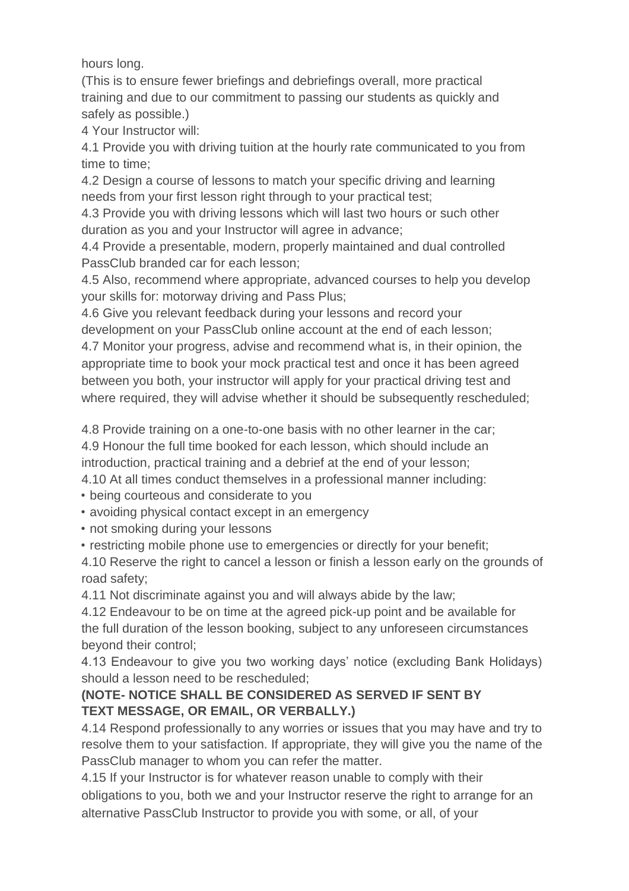hours long.

(This is to ensure fewer briefings and debriefings overall, more practical training and due to our commitment to passing our students as quickly and safely as possible.)

4 Your Instructor will:

4.1 Provide you with driving tuition at the hourly rate communicated to you from time to time;

4.2 Design a course of lessons to match your specific driving and learning needs from your first lesson right through to your practical test;

4.3 Provide you with driving lessons which will last two hours or such other duration as you and your Instructor will agree in advance;

4.4 Provide a presentable, modern, properly maintained and dual controlled PassClub branded car for each lesson;

4.5 Also, recommend where appropriate, advanced courses to help you develop your skills for: motorway driving and Pass Plus;

4.6 Give you relevant feedback during your lessons and record your development on your PassClub online account at the end of each lesson;

4.7 Monitor your progress, advise and recommend what is, in their opinion, the appropriate time to book your mock practical test and once it has been agreed between you both, your instructor will apply for your practical driving test and where required, they will advise whether it should be subsequently rescheduled;

4.8 Provide training on a one-to-one basis with no other learner in the car;

4.9 Honour the full time booked for each lesson, which should include an introduction, practical training and a debrief at the end of your lesson;

4.10 At all times conduct themselves in a professional manner including:

- being courteous and considerate to you
- avoiding physical contact except in an emergency
- not smoking during your lessons
- restricting mobile phone use to emergencies or directly for your benefit;

4.10 Reserve the right to cancel a lesson or finish a lesson early on the grounds of road safety;

4.11 Not discriminate against you and will always abide by the law;

4.12 Endeavour to be on time at the agreed pick-up point and be available for the full duration of the lesson booking, subject to any unforeseen circumstances beyond their control;

4.13 Endeavour to give you two working days' notice (excluding Bank Holidays) should a lesson need to be rescheduled;

**(NOTE- NOTICE SHALL BE CONSIDERED AS SERVED IF SENT BY TEXT MESSAGE, OR EMAIL, OR VERBALLY.)**

4.14 Respond professionally to any worries or issues that you may have and try to resolve them to your satisfaction. If appropriate, they will give you the name of the PassClub manager to whom you can refer the matter.

4.15 If your Instructor is for whatever reason unable to comply with their obligations to you, both we and your Instructor reserve the right to arrange for an alternative PassClub Instructor to provide you with some, or all, of your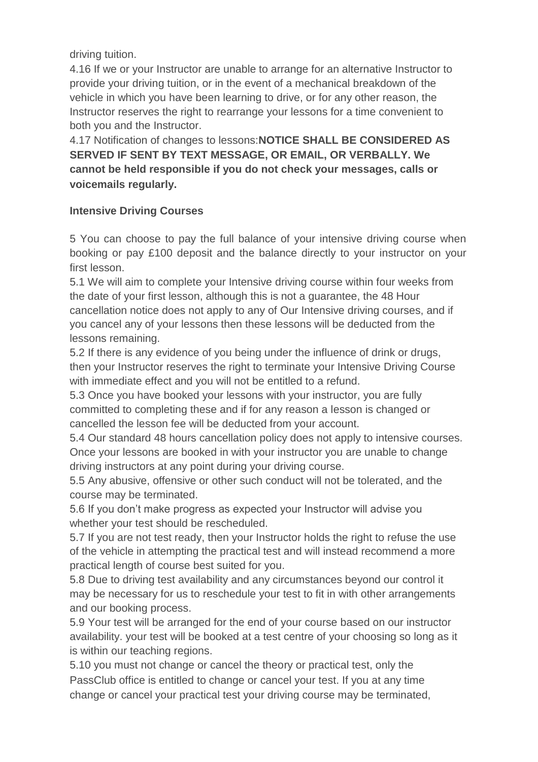driving tuition.

4.16 If we or your Instructor are unable to arrange for an alternative Instructor to provide your driving tuition, or in the event of a mechanical breakdown of the vehicle in which you have been learning to drive, or for any other reason, the Instructor reserves the right to rearrange your lessons for a time convenient to both you and the Instructor.

4.17 Notification of changes to lessons:**NOTICE SHALL BE CONSIDERED AS SERVED IF SENT BY TEXT MESSAGE, OR EMAIL, OR VERBALLY. We cannot be held responsible if you do not check your messages, calls or voicemails regularly.**

**Intensive Driving Courses**

5 You can choose to pay the full balance of your intensive driving course when booking or pay £100 deposit and the balance directly to your instructor on your first lesson.

5.1 We will aim to complete your Intensive driving course within four weeks from the date of your first lesson, although this is not a guarantee, the 48 Hour cancellation notice does not apply to any of Our Intensive driving courses, and if you cancel any of your lessons then these lessons will be deducted from the lessons remaining.

5.2 If there is any evidence of you being under the influence of drink or drugs, then your Instructor reserves the right to terminate your Intensive Driving Course with immediate effect and you will not be entitled to a refund.

5.3 Once you have booked your lessons with your instructor, you are fully committed to completing these and if for any reason a lesson is changed or cancelled the lesson fee will be deducted from your account.

5.4 Our standard 48 hours cancellation policy does not apply to intensive courses. Once your lessons are booked in with your instructor you are unable to change driving instructors at any point during your driving course.

5.5 Any abusive, offensive or other such conduct will not be tolerated, and the course may be terminated.

5.6 If you don't make progress as expected your Instructor will advise you whether your test should be rescheduled.

5.7 If you are not test ready, then your Instructor holds the right to refuse the use of the vehicle in attempting the practical test and will instead recommend a more practical length of course best suited for you.

5.8 Due to driving test availability and any circumstances beyond our control it may be necessary for us to reschedule your test to fit in with other arrangements and our booking process.

5.9 Your test will be arranged for the end of your course based on our instructor availability. your test will be booked at a test centre of your choosing so long as it is within our teaching regions.

5.10 you must not change or cancel the theory or practical test, only the PassClub office is entitled to change or cancel your test. If you at any time change or cancel your practical test your driving course may be terminated,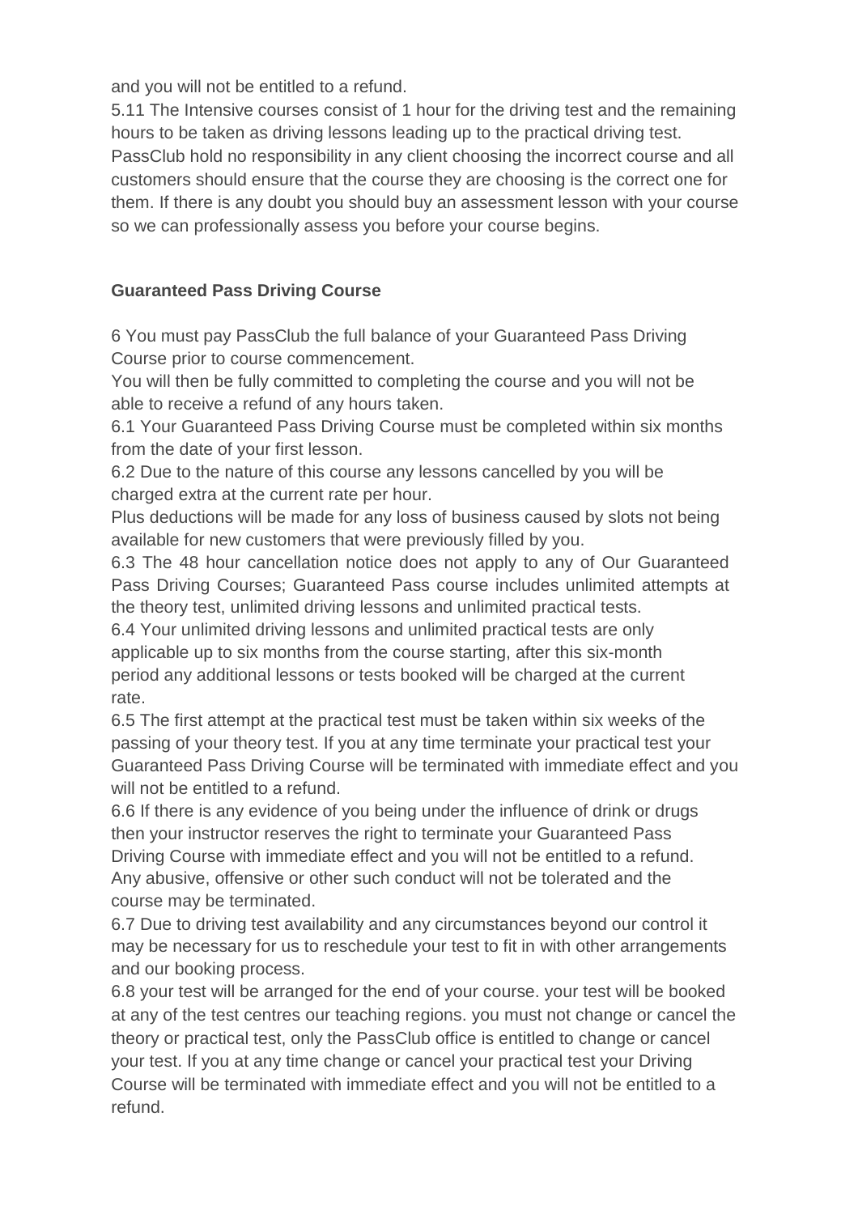and you will not be entitled to a refund.
5.11 The Intensive courses consist of 1 hour for the driving test and the remaining hours to be taken as driving lessons leading up to the practical driving test. PassClub hold no responsibility in any client choosing the incorrect course and all customers should ensure that the course they are choosing is the correct one for them. If there is any doubt you should buy an assessment lesson with your course so we can professionally assess you before your course begins.

**Guaranteed Pass Driving Course**

6 You must pay PassClub the full balance of your Guaranteed Pass Driving Course prior to course commencement.
You will then be fully committed to completing the course and you will not be able to receive a refund of any hours taken.
6.1 Your Guaranteed Pass Driving Course must be completed within six months from the date of your first lesson.
6.2 Due to the nature of this course any lessons cancelled by you will be charged extra at the current rate per hour.
Plus deductions will be made for any loss of business caused by slots not being available for new customers that were previously filled by you.
6.3 The 48 hour cancellation notice does not apply to any of Our Guaranteed Pass Driving Courses; Guaranteed Pass course includes unlimited attempts at the theory test, unlimited driving lessons and unlimited practical tests.
6.4 Your unlimited driving lessons and unlimited practical tests are only applicable up to six months from the course starting, after this six-month period any additional lessons or tests booked will be charged at the current rate.
6.5 The first attempt at the practical test must be taken within six weeks of the passing of your theory test. If you at any time terminate your practical test your Guaranteed Pass Driving Course will be terminated with immediate effect and you will not be entitled to a refund.
6.6 If there is any evidence of you being under the influence of drink or drugs then your instructor reserves the right to terminate your Guaranteed Pass Driving Course with immediate effect and you will not be entitled to a refund.
Any abusive, offensive or other such conduct will not be tolerated and the course may be terminated.
6.7 Due to driving test availability and any circumstances beyond our control it may be necessary for us to reschedule your test to fit in with other arrangements and our booking process.
6.8 your test will be arranged for the end of your course. your test will be booked at any of the test centres our teaching regions. you must not change or cancel the theory or practical test, only the PassClub office is entitled to change or cancel your test. If you at any time change or cancel your practical test your Driving Course will be terminated with immediate effect and you will not be entitled to a refund.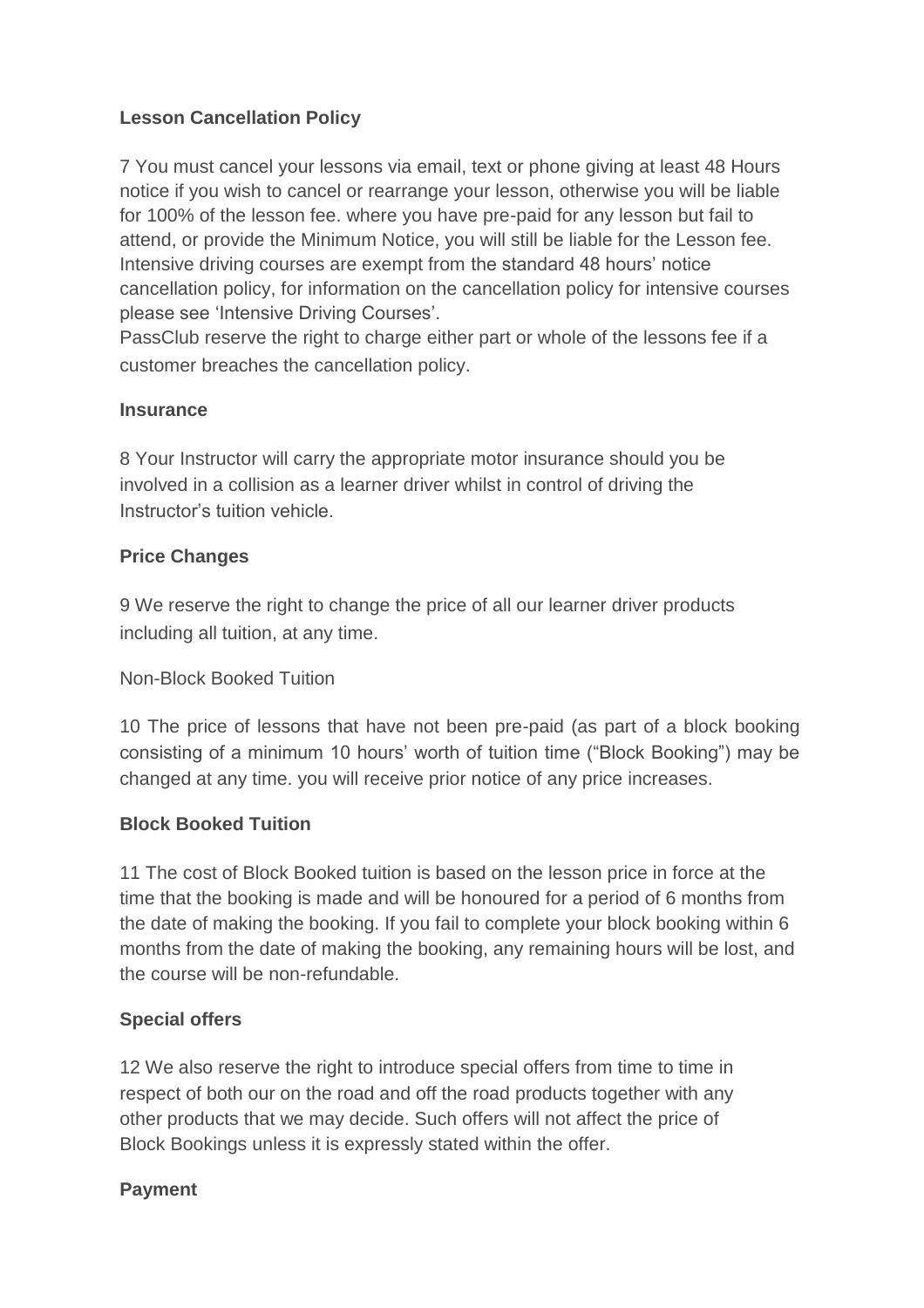**Lesson Cancellation Policy**

7 You must cancel your lessons via email, text or phone giving at least 48 Hours notice if you wish to cancel or rearrange your lesson, otherwise you will be liable for 100% of the lesson fee. where you have pre-paid for any lesson but fail to attend, or provide the Minimum Notice, you will still be liable for the Lesson fee. Intensive driving courses are exempt from the standard 48 hours' notice cancellation policy, for information on the cancellation policy for intensive courses please see 'Intensive Driving Courses'.

PassClub reserve the right to charge either part or whole of the lessons fee if a customer breaches the cancellation policy.

**Insurance**

8 Your Instructor will carry the appropriate motor insurance should you be involved in a collision as a learner driver whilst in control of driving the Instructor's tuition vehicle.

**Price Changes**

9 We reserve the right to change the price of all our learner driver products including all tuition, at any time.

Non-Block Booked Tuition

10 The price of lessons that have not been pre-paid (as part of a block booking consisting of a minimum 10 hours' worth of tuition time ("Block Booking") may be changed at any time. you will receive prior notice of any price increases.

**Block Booked Tuition**

11 The cost of Block Booked tuition is based on the lesson price in force at the time that the booking is made and will be honoured for a period of 6 months from the date of making the booking. If you fail to complete your block booking within 6 months from the date of making the booking, any remaining hours will be lost, and the course will be non-refundable.

**Special offers**

12 We also reserve the right to introduce special offers from time to time in respect of both our on the road and off the road products together with any other products that we may decide. Such offers will not affect the price of Block Bookings unless it is expressly stated within the offer.

**Payment**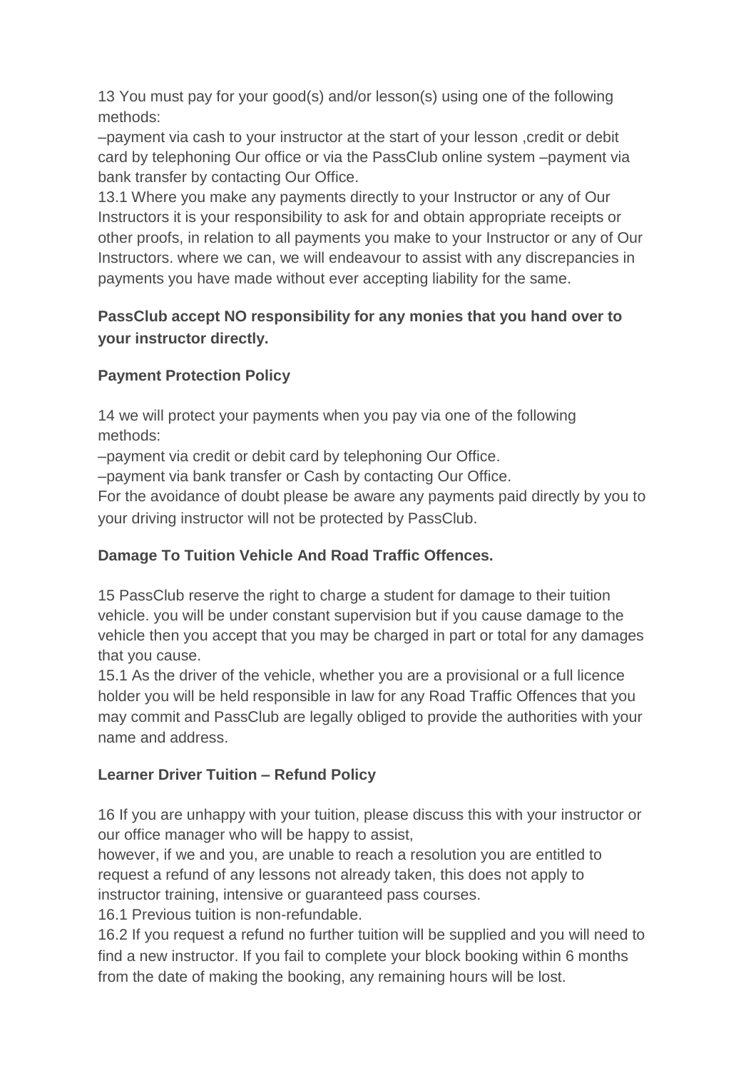13 You must pay for your good(s) and/or lesson(s) using one of the following methods:

–payment via cash to your instructor at the start of your lesson ,credit or debit card by telephoning Our office or via the PassClub online system –payment via bank transfer by contacting Our Office.

13.1 Where you make any payments directly to your Instructor or any of Our Instructors it is your responsibility to ask for and obtain appropriate receipts or other proofs, in relation to all payments you make to your Instructor or any of Our Instructors. where we can, we will endeavour to assist with any discrepancies in payments you have made without ever accepting liability for the same.

**PassClub accept NO responsibility for any monies that you hand over to your instructor directly.**

**Payment Protection Policy**

14 we will protect your payments when you pay via one of the following methods:

–payment via credit or debit card by telephoning Our Office.

–payment via bank transfer or Cash by contacting Our Office.

For the avoidance of doubt please be aware any payments paid directly by you to your driving instructor will not be protected by PassClub.

**Damage To Tuition Vehicle And Road Traffic Offences.**

15 PassClub reserve the right to charge a student for damage to their tuition vehicle. you will be under constant supervision but if you cause damage to the vehicle then you accept that you may be charged in part or total for any damages that you cause.

15.1 As the driver of the vehicle, whether you are a provisional or a full licence holder you will be held responsible in law for any Road Traffic Offences that you may commit and PassClub are legally obliged to provide the authorities with your name and address.

**Learner Driver Tuition – Refund Policy**

16 If you are unhappy with your tuition, please discuss this with your instructor or our office manager who will be happy to assist,

however, if we and you, are unable to reach a resolution you are entitled to request a refund of any lessons not already taken, this does not apply to instructor training, intensive or guaranteed pass courses.

16.1 Previous tuition is non-refundable.

16.2 If you request a refund no further tuition will be supplied and you will need to find a new instructor. If you fail to complete your block booking within 6 months from the date of making the booking, any remaining hours will be lost.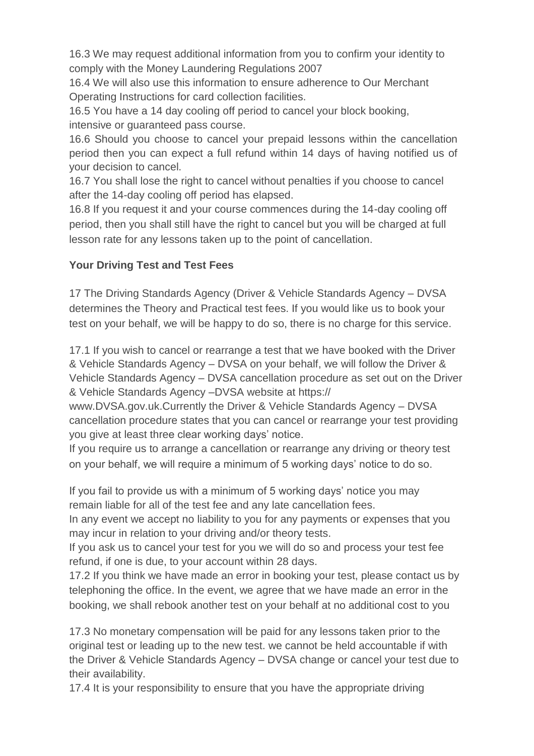16.3 We may request additional information from you to confirm your identity to comply with the Money Laundering Regulations 2007

16.4 We will also use this information to ensure adherence to Our Merchant Operating Instructions for card collection facilities.

16.5 You have a 14 day cooling off period to cancel your block booking, intensive or guaranteed pass course.

16.6 Should you choose to cancel your prepaid lessons within the cancellation period then you can expect a full refund within 14 days of having notified us of your decision to cancel.

16.7 You shall lose the right to cancel without penalties if you choose to cancel after the 14-day cooling off period has elapsed.

16.8 If you request it and your course commences during the 14-day cooling off period, then you shall still have the right to cancel but you will be charged at full lesson rate for any lessons taken up to the point of cancellation.

**Your Driving Test and Test Fees**

17 The Driving Standards Agency (Driver & Vehicle Standards Agency – DVSA determines the Theory and Practical test fees. If you would like us to book your test on your behalf, we will be happy to do so, there is no charge for this service.

17.1 If you wish to cancel or rearrange a test that we have booked with the Driver & Vehicle Standards Agency – DVSA on your behalf, we will follow the Driver & Vehicle Standards Agency – DVSA cancellation procedure as set out on the Driver & Vehicle Standards Agency –DVSA website at https:// www.DVSA.gov.uk.Currently the Driver & Vehicle Standards Agency – DVSA cancellation procedure states that you can cancel or rearrange your test providing you give at least three clear working days' notice.

If you require us to arrange a cancellation or rearrange any driving or theory test on your behalf, we will require a minimum of 5 working days' notice to do so.

If you fail to provide us with a minimum of 5 working days' notice you may remain liable for all of the test fee and any late cancellation fees.

In any event we accept no liability to you for any payments or expenses that you may incur in relation to your driving and/or theory tests.

If you ask us to cancel your test for you we will do so and process your test fee refund, if one is due, to your account within 28 days.

17.2 If you think we have made an error in booking your test, please contact us by telephoning the office. In the event, we agree that we have made an error in the booking, we shall rebook another test on your behalf at no additional cost to you

17.3 No monetary compensation will be paid for any lessons taken prior to the original test or leading up to the new test. we cannot be held accountable if with the Driver & Vehicle Standards Agency – DVSA change or cancel your test due to their availability.

17.4 It is your responsibility to ensure that you have the appropriate driving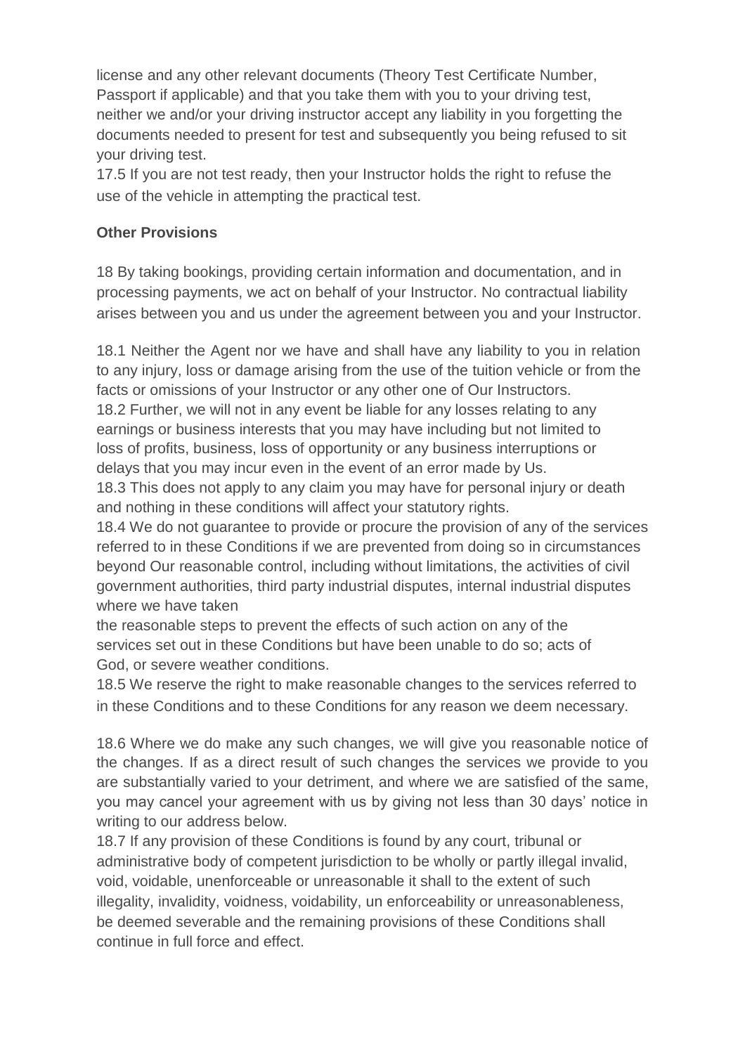license and any other relevant documents (Theory Test Certificate Number, Passport if applicable) and that you take them with you to your driving test, neither we and/or your driving instructor accept any liability in you forgetting the documents needed to present for test and subsequently you being refused to sit your driving test.

17.5 If you are not test ready, then your Instructor holds the right to refuse the use of the vehicle in attempting the practical test.

**Other Provisions**

18 By taking bookings, providing certain information and documentation, and in processing payments, we act on behalf of your Instructor. No contractual liability arises between you and us under the agreement between you and your Instructor.

18.1 Neither the Agent nor we have and shall have any liability to you in relation to any injury, loss or damage arising from the use of the tuition vehicle or from the facts or omissions of your Instructor or any other one of Our Instructors.

18.2 Further, we will not in any event be liable for any losses relating to any earnings or business interests that you may have including but not limited to loss of profits, business, loss of opportunity or any business interruptions or delays that you may incur even in the event of an error made by Us.

18.3 This does not apply to any claim you may have for personal injury or death and nothing in these conditions will affect your statutory rights.

18.4 We do not guarantee to provide or procure the provision of any of the services referred to in these Conditions if we are prevented from doing so in circumstances beyond Our reasonable control, including without limitations, the activities of civil government authorities, third party industrial disputes, internal industrial disputes where we have taken the reasonable steps to prevent the effects of such action on any of the services set out in these Conditions but have been unable to do so; acts of God, or severe weather conditions.

18.5 We reserve the right to make reasonable changes to the services referred to in these Conditions and to these Conditions for any reason we deem necessary.

18.6 Where we do make any such changes, we will give you reasonable notice of the changes. If as a direct result of such changes the services we provide to you are substantially varied to your detriment, and where we are satisfied of the same, you may cancel your agreement with us by giving not less than 30 days' notice in writing to our address below.

18.7 If any provision of these Conditions is found by any court, tribunal or administrative body of competent jurisdiction to be wholly or partly illegal invalid, void, voidable, unenforceable or unreasonable it shall to the extent of such illegality, invalidity, voidness, voidability, un enforceability or unreasonableness, be deemed severable and the remaining provisions of these Conditions shall continue in full force and effect.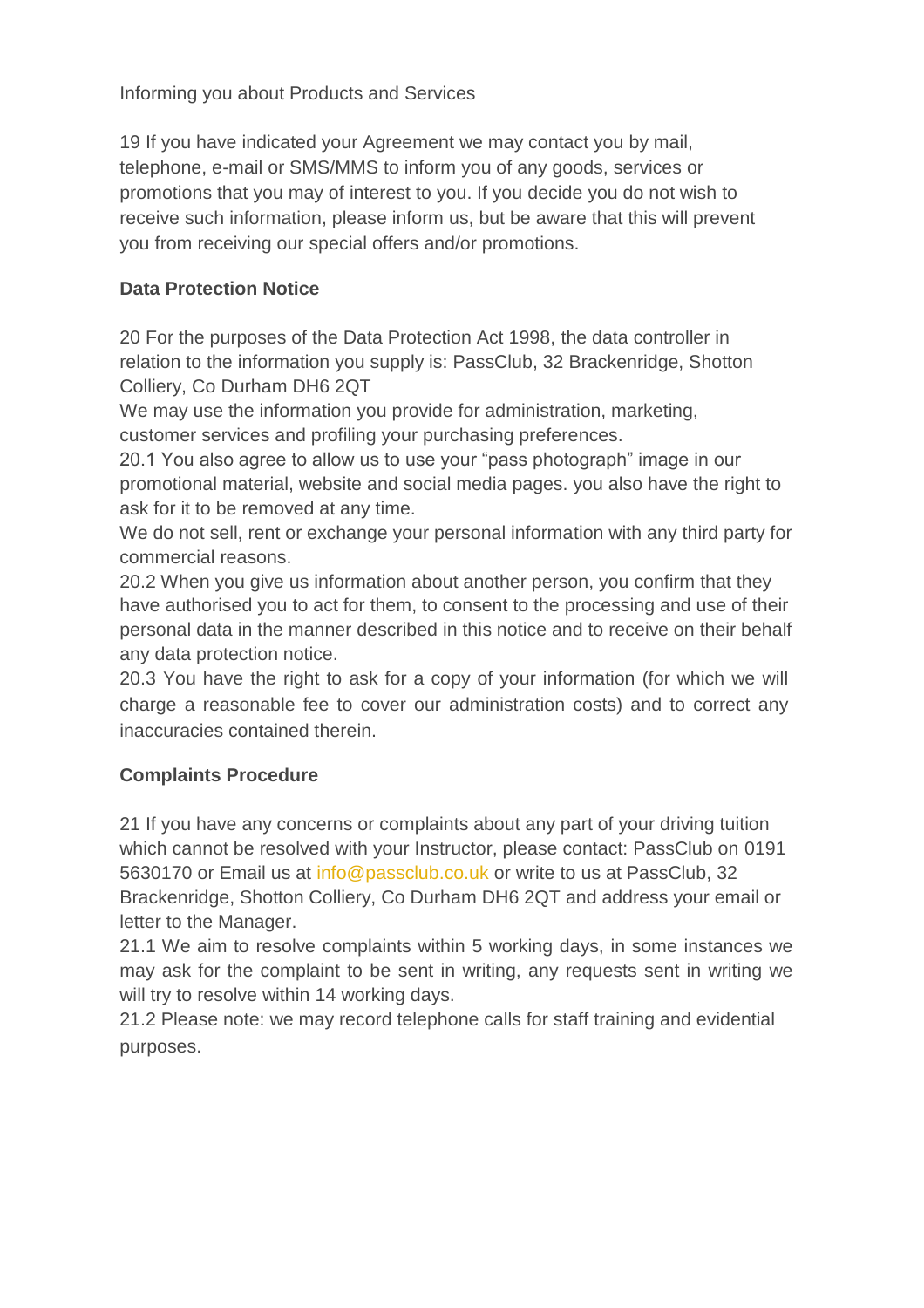Informing you about Products and Services

19 If you have indicated your Agreement we may contact you by mail, telephone, e-mail or SMS/MMS to inform you of any goods, services or promotions that you may of interest to you. If you decide you do not wish to receive such information, please inform us, but be aware that this will prevent you from receiving our special offers and/or promotions.

**Data Protection Notice**

20 For the purposes of the Data Protection Act 1998, the data controller in relation to the information you supply is: PassClub, 32 Brackenridge, Shotton Colliery, Co Durham DH6 2QT
We may use the information you provide for administration, marketing, customer services and profiling your purchasing preferences.
20.1 You also agree to allow us to use your "pass photograph" image in our promotional material, website and social media pages. you also have the right to ask for it to be removed at any time.
We do not sell, rent or exchange your personal information with any third party for commercial reasons.
20.2 When you give us information about another person, you confirm that they have authorised you to act for them, to consent to the processing and use of their personal data in the manner described in this notice and to receive on their behalf any data protection notice.
20.3 You have the right to ask for a copy of your information (for which we will charge a reasonable fee to cover our administration costs) and to correct any inaccuracies contained therein.

**Complaints Procedure**

21 If you have any concerns or complaints about any part of your driving tuition which cannot be resolved with your Instructor, please contact: PassClub on 0191 5630170 or Email us at info@passclub.co.uk or write to us at PassClub, 32 Brackenridge, Shotton Colliery, Co Durham DH6 2QT and address your email or letter to the Manager.
21.1 We aim to resolve complaints within 5 working days, in some instances we may ask for the complaint to be sent in writing, any requests sent in writing we will try to resolve within 14 working days.
21.2 Please note: we may record telephone calls for staff training and evidential purposes.